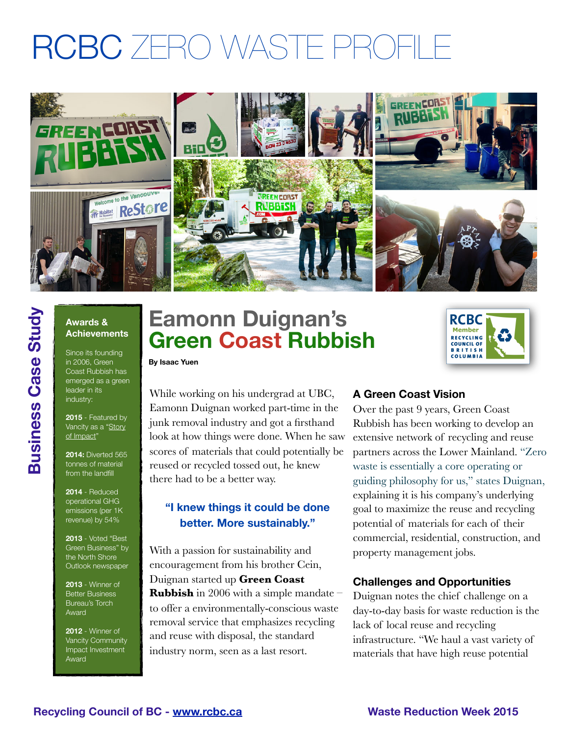# RCBC ZERO WASTE PROFILE

Business Case Study

## Eamonn Duignan's Green Coast Rubbish

**By Isaac Yuen**

### Awards & Achievements

Since its founding in 2006, Green Coast Rubbish has emerged as a green leader in its industry:

**2015** - Featured by Vancity as a "Story of Impact"

**2014:** Diverted 565 tonnes of material from the landfill

**2014** - Reduced operational GHG emissions (per 1K revenue) by 54%

**2013** - Voted "Best Green Business" by the North Shore Outlook newspaper

**2013** - Winner of Better Business Bureau's Torch Award

**2012** - Winner of Vancity Community Impact Investment Award

While working on his undergrad at UBC, Eamonn Duignan worked part-time in the junk removal industry and got a firsthand look at how things were done. When he saw scores of materials that could potentially be reused or recycled tossed out, he knew there had to be a better way.

> **"I knew things it could be done better. More sustainably."**

With a passion for sustainability and encouragement from his brother Cein, Duignan started up **Green Coast Rubbish** in 2006 with a simple mandate – to offer a environmentally-conscious waste removal service that emphasizes recycling and reuse with disposal, the standard industry norm, seen as a last resort.

### A Green Coast Vision

Over the past 9 years, Green Coast Rubbish has been working to develop an extensive network of recycling and reuse partners across the Lower Mainland. "Zero waste is essentially a core operating or guiding philosophy for us," states Duignan, explaining it is his company's underlying goal to maximize the reuse and recycling potential of materials for each of their commercial, residential, construction, and property management jobs.

### Challenges and Opportunities

Duignan notes the chief challenge on a day-to-day basis for waste reduction is the lack of local reuse and recycling infrastructure. "We haul a vast variety of materials that have high reuse potential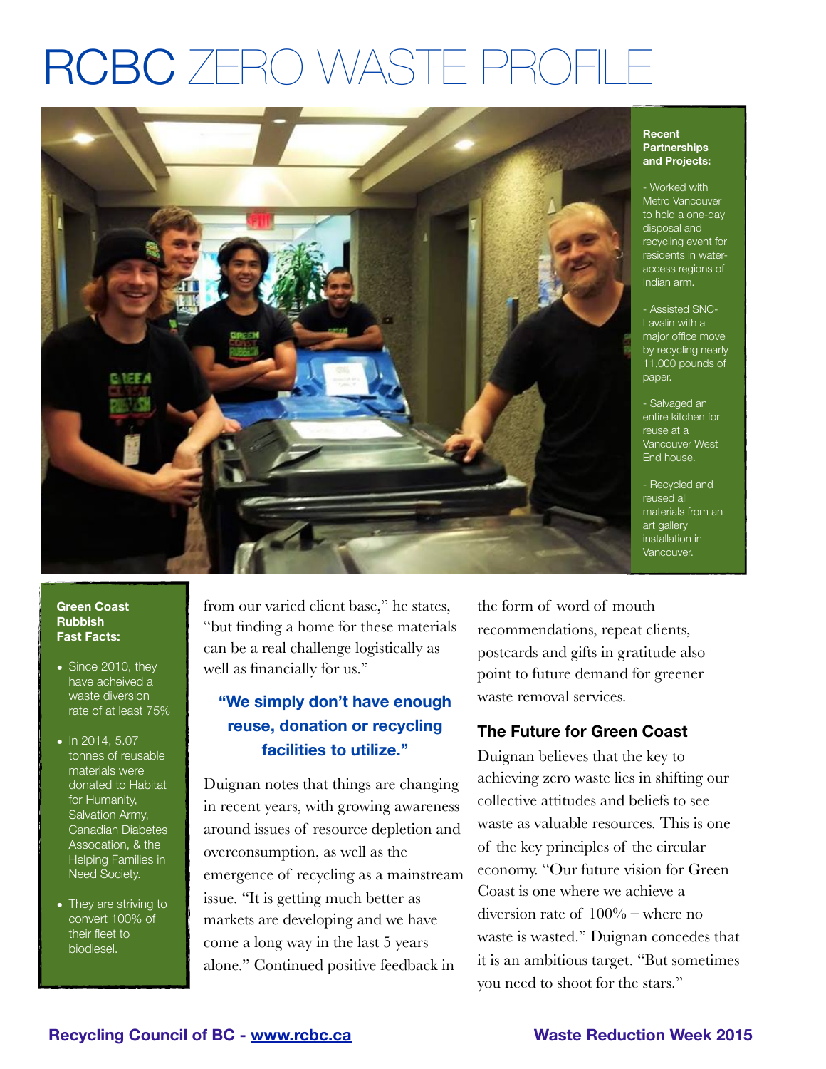# RCBC ZERO WASTE PROFILE

**Recent Partnerships and Projects:**

- Worked with Metro Vancouver to hold a one-day disposal and recycling event for residents in water-access regions of Indian arm.

- Assisted SNC-Lavalin with a major office move by recycling nearly 11,000 pounds of paper.

- Salvaged an entire kitchen for reuse at a Vancouver West End house.

- Recycled and reused all materials from an art gallery installation in Vancouver.

**Green Coast Rubbish Fast Facts:**

- Since 2010, they have acheived a waste diversion rate of at least 75%
- In 2014, 5.07 tonnes of reusable materials were donated to Habitat for Humanity, Salvation Army, Canadian Diabetes Assocation, & the Helping Families in Need Society.
- They are striving to convert 100% of their fleet to biodiesel.

from our varied client base," he states, "but finding a home for these materials can be a real challenge logistically as well as financially for us."

**"We simply don't have enough reuse, donation or recycling facilities to utilize."**

Duignan notes that things are changing in recent years, with growing awareness around issues of resource depletion and overconsumption, as well as the emergence of recycling as a mainstream issue. "It is getting much better as markets are developing and we have come a long way in the last 5 years alone." Continued positive feedback in the form of word of mouth recommendations, repeat clients, postcards and gifts in gratitude also point to future demand for greener waste removal services.

## The Future for Green Coast

Duignan believes that the key to achieving zero waste lies in shifting our collective attitudes and beliefs to see waste as valuable resources. This is one of the key principles of the circular economy. "Our future vision for Green Coast is one where we achieve a diversion rate of 100% – where no waste is wasted." Duignan concedes that it is an ambitious target. "But sometimes you need to shoot for the stars."